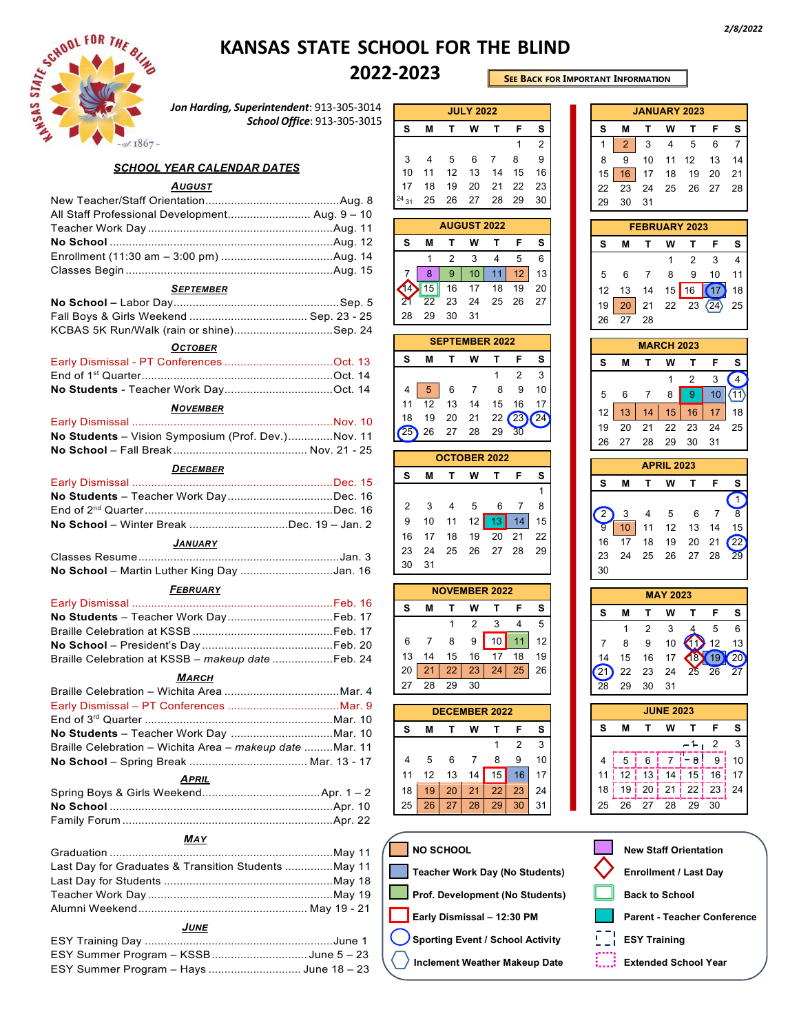2/8/2022

# KANSAS STATE SCHOOL FOR THE BLIND

## 2022-2023

**SEE BACK FOR IMPORTANT INFORMATION**

***Jon Harding, Superintendent***: 913-305-3014
***School Office***: 913-305-3015

### SCHOOL YEAR CALENDAR DATES

**AUGUST**

- New Teacher/Staff Orientation .......... Aug. 8
- All Staff Professional Development .......... Aug. 9 – 10
- Teacher Work Day .......... Aug. 11
- **No School** .......... Aug. 12
- Enrollment (11:30 am – 3:00 pm) .......... Aug. 14
- Classes Begin .......... Aug. 15

**SEPTEMBER**

- **No School** – Labor Day .......... Sep. 5
- Fall Boys & Girls Weekend .......... Sep. 23 - 25
- KCBAS 5K Run/Walk (rain or shine) .......... Sep. 24

**OCTOBER**

- Early Dismissal - PT Conferences .......... Oct. 13
- End of 1st Quarter .......... Oct. 14
- **No Students** - Teacher Work Day .......... Oct. 14

**NOVEMBER**

- Early Dismissal .......... Nov. 10
- **No Students** – Vision Symposium (Prof. Dev.) .......... Nov. 11
- **No School** – Fall Break .......... Nov. 21 - 25

**DECEMBER**

- Early Dismissal .......... Dec. 15
- **No Students** – Teacher Work Day .......... Dec. 16
- End of 2nd Quarter .......... Dec. 16
- **No School** – Winter Break .......... Dec. 19 – Jan. 2

**JANUARY**

- Classes Resume .......... Jan. 3
- **No School** – Martin Luther King Day .......... Jan. 16

**FEBRUARY**

- Early Dismissal .......... Feb. 16
- **No Students** – Teacher Work Day .......... Feb. 17
- Braille Celebration at KSSB .......... Feb. 17
- **No School** – President's Day .......... Feb. 20
- Braille Celebration at KSSB – *makeup date* .......... Feb. 24

**MARCH**

- Braille Celebration – Wichita Area .......... Mar. 4
- Early Dismissal – PT Conferences .......... Mar. 9
- End of 3rd Quarter .......... Mar. 10
- **No Students** – Teacher Work Day .......... Mar. 10
- Braille Celebration – Wichita Area – *makeup date* .......... Mar. 11
- **No School** – Spring Break .......... Mar. 13 - 17

**APRIL**

- Spring Boys & Girls Weekend .......... Apr. 1 – 2
- **No School** .......... Apr. 10
- Family Forum .......... Apr. 22

**MAY**

- Graduation .......... May 11
- Last Day for Graduates & Transition Students .......... May 11
- Last Day for Students .......... May 18
- Teacher Work Day .......... May 19
- Alumni Weekend .......... May 19 - 21

**JUNE**

- ESY Training Day .......... June 1
- ESY Summer Program – KSSB .......... June 5 – 23
- ESY Summer Program – Hays .......... June 18 – 23

### JULY 2022

| S | M | T | W | T | F | S |
|---|---|---|---|---|---|---|
| | | | | | 1 | 2 |
| 3 | 4 | 5 | 6 | 7 | 8 | 9 |
| 10 | 11 | 12 | 13 | 14 | 15 | 16 |
| 17 | 18 | 19 | 20 | 21 | 22 | 23 |
| 24 31 | 25 | 26 | 27 | 28 | 29 | 30 |

### AUGUST 2022

| S | M | T | W | T | F | S |
|---|---|---|---|---|---|---|
| | 1 | 2 | 3 | 4 | 5 | 6 |
| 7 | 8 | 9 | 10 | 11 | 12 | 13 |
| 14 | 15 | 16 | 17 | 18 | 19 | 20 |
| 21 | 22 | 23 | 24 | 25 | 26 | 27 |
| 28 | 29 | 30 | 31 | | | |

### SEPTEMBER 2022

| S | M | T | W | T | F | S |
|---|---|---|---|---|---|---|
| | | | | 1 | 2 | 3 |
| 4 | 5 | 6 | 7 | 8 | 9 | 10 |
| 11 | 12 | 13 | 14 | 15 | 16 | 17 |
| 18 | 19 | 20 | 21 | 22 | 23 | 24 |
| 25 | 26 | 27 | 28 | 29 | 30 | |

### OCTOBER 2022

| S | M | T | W | T | F | S |
|---|---|---|---|---|---|---|
| | | | | | | 1 |
| 2 | 3 | 4 | 5 | 6 | 7 | 8 |
| 9 | 10 | 11 | 12 | 13 | 14 | 15 |
| 16 | 17 | 18 | 19 | 20 | 21 | 22 |
| 23 | 24 | 25 | 26 | 27 | 28 | 29 |
| 30 | 31 | | | | | |

### NOVEMBER 2022

| S | M | T | W | T | F | S |
|---|---|---|---|---|---|---|
| | | 1 | 2 | 3 | 4 | 5 |
| 6 | 7 | 8 | 9 | 10 | 11 | 12 |
| 13 | 14 | 15 | 16 | 17 | 18 | 19 |
| 20 | 21 | 22 | 23 | 24 | 25 | 26 |
| 27 | 28 | 29 | 30 | | | |

### DECEMBER 2022

| S | M | T | W | T | F | S |
|---|---|---|---|---|---|---|
| | | | | 1 | 2 | 3 |
| 4 | 5 | 6 | 7 | 8 | 9 | 10 |
| 11 | 12 | 13 | 14 | 15 | 16 | 17 |
| 18 | 19 | 20 | 21 | 22 | 23 | 24 |
| 25 | 26 | 27 | 28 | 29 | 30 | 31 |

### JANUARY 2023

| S | M | T | W | T | F | S |
|---|---|---|---|---|---|---|
| 1 | 2 | 3 | 4 | 5 | 6 | 7 |
| 8 | 9 | 10 | 11 | 12 | 13 | 14 |
| 15 | 16 | 17 | 18 | 19 | 20 | 21 |
| 22 | 23 | 24 | 25 | 26 | 27 | 28 |
| 29 | 30 | 31 | | | | |

### FEBRUARY 2023

| S | M | T | W | T | F | S |
|---|---|---|---|---|---|---|
| | | | 1 | 2 | 3 | 4 |
| 5 | 6 | 7 | 8 | 9 | 10 | 11 |
| 12 | 13 | 14 | 15 | 16 | 17 | 18 |
| 19 | 20 | 21 | 22 | 23 | 24 | 25 |
| 26 | 27 | 28 | | | | |

### MARCH 2023

| S | M | T | W | T | F | S |
|---|---|---|---|---|---|---|
| | | | 1 | 2 | 3 | 4 |
| 5 | 6 | 7 | 8 | 9 | 10 | 11 |
| 12 | 13 | 14 | 15 | 16 | 17 | 18 |
| 19 | 20 | 21 | 22 | 23 | 24 | 25 |
| 26 | 27 | 28 | 29 | 30 | 31 | |

### APRIL 2023

| S | M | T | W | T | F | S |
|---|---|---|---|---|---|---|
| | | | | | | 1 |
| 2 | 3 | 4 | 5 | 6 | 7 | 8 |
| 9 | 10 | 11 | 12 | 13 | 14 | 15 |
| 16 | 17 | 18 | 19 | 20 | 21 | 22 |
| 23 | 24 | 25 | 26 | 27 | 28 | 29 |
| 30 | | | | | | |

### MAY 2023

| S | M | T | W | T | F | S |
|---|---|---|---|---|---|---|
| | 1 | 2 | 3 | 4 | 5 | 6 |
| 7 | 8 | 9 | 10 | 11 | 12 | 13 |
| 14 | 15 | 16 | 17 | 18 | 19 | 20 |
| 21 | 22 | 23 | 24 | 25 | 26 | 27 |
| 28 | 29 | 30 | 31 | | | |

### JUNE 2023

| S | M | T | W | T | F | S |
|---|---|---|---|---|---|---|
| | | | | 1 | 2 | 3 |
| 4 | 5 | 6 | 7 | 8 | 9 | 10 |
| 11 | 12 | 13 | 14 | 15 | 16 | 17 |
| 18 | 19 | 20 | 21 | 22 | 23 | 24 |
| 25 | 26 | 27 | 28 | 29 | 30 | |

**Legend**

- NO SCHOOL
- Teacher Work Day (No Students)
- Prof. Development (No Students)
- Early Dismissal – 12:30 PM
- Sporting Event / School Activity
- Inclement Weather Makeup Date
- New Staff Orientation
- Enrollment / Last Day
- Back to School
- Parent - Teacher Conference
- ESY Training
- Extended School Year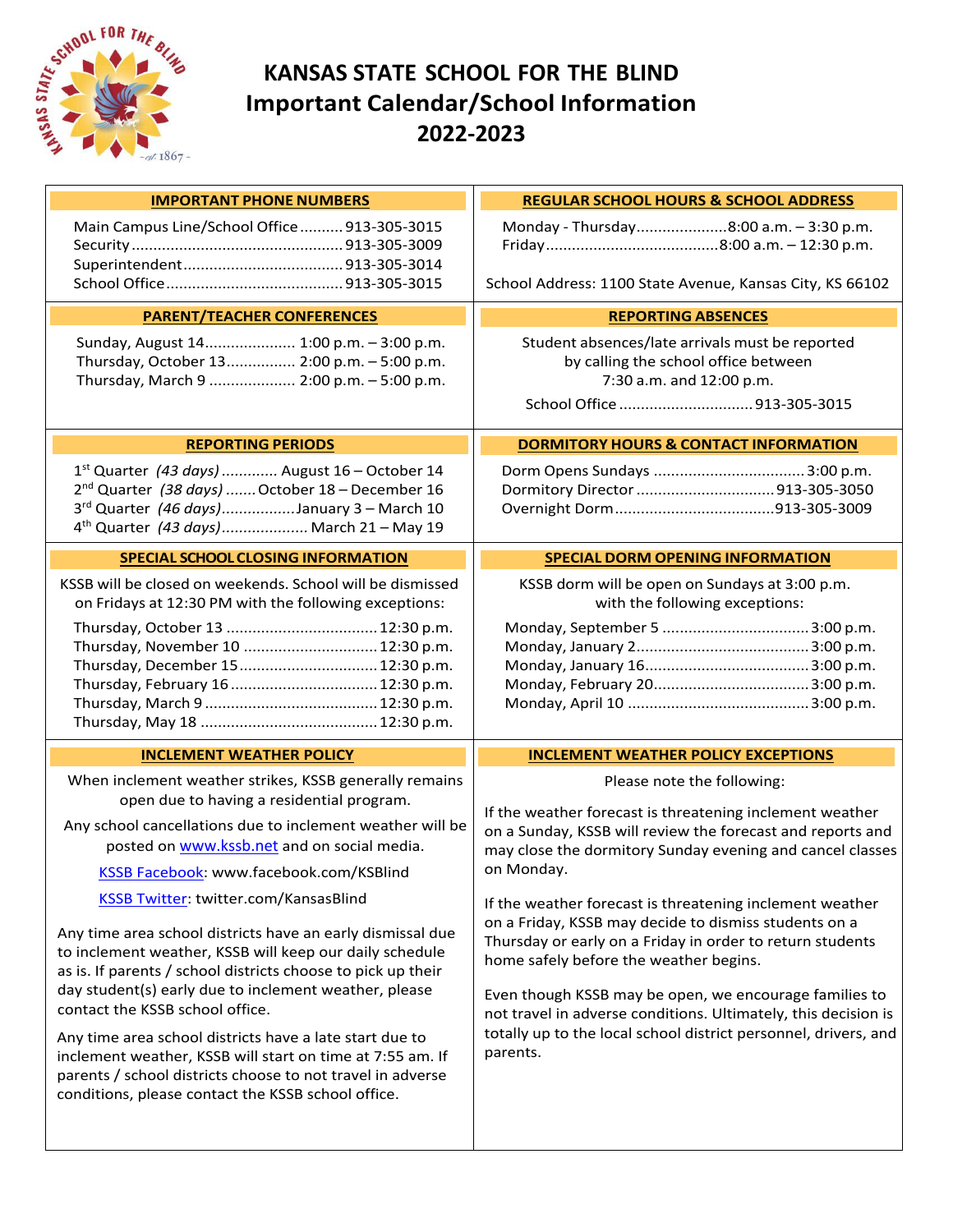# KANSAS STATE SCHOOL FOR THE BLIND
## Important Calendar/School Information
## 2022-2023

### IMPORTANT PHONE NUMBERS

Main Campus Line/School Office .......... 913-305-3015
Security .......... 913-305-3009
Superintendent .......... 913-305-3014
School Office .......... 913-305-3015

### REGULAR SCHOOL HOURS & SCHOOL ADDRESS

Monday - Thursday .......... 8:00 a.m. – 3:30 p.m.
Friday .......... 8:00 a.m. – 12:30 p.m.

School Address: 1100 State Avenue, Kansas City, KS 66102

### PARENT/TEACHER CONFERENCES

Sunday, August 14 .......... 1:00 p.m. – 3:00 p.m.
Thursday, October 13 .......... 2:00 p.m. – 5:00 p.m.
Thursday, March 9 .......... 2:00 p.m. – 5:00 p.m.

### REPORTING ABSENCES

Student absences/late arrivals must be reported by calling the school office between 7:30 a.m. and 12:00 p.m.

School Office .......... 913-305-3015

### REPORTING PERIODS

1st Quarter *(43 days)* .......... August 16 – October 14
2nd Quarter *(38 days)* .......... October 18 – December 16
3rd Quarter *(46 days)* .......... January 3 – March 10
4th Quarter *(43 days)* .......... March 21 – May 19

### DORMITORY HOURS & CONTACT INFORMATION

Dorm Opens Sundays .......... 3:00 p.m.
Dormitory Director .......... 913-305-3050
Overnight Dorm .......... 913-305-3009

### SPECIAL SCHOOL CLOSING INFORMATION

KSSB will be closed on weekends. School will be dismissed on Fridays at 12:30 PM with the following exceptions:

Thursday, October 13 .......... 12:30 p.m.
Thursday, November 10 .......... 12:30 p.m.
Thursday, December 15 .......... 12:30 p.m.
Thursday, February 16 .......... 12:30 p.m.
Thursday, March 9 .......... 12:30 p.m.
Thursday, May 18 .......... 12:30 p.m.

### SPECIAL DORM OPENING INFORMATION

KSSB dorm will be open on Sundays at 3:00 p.m. with the following exceptions:

Monday, September 5 .......... 3:00 p.m.
Monday, January 2 .......... 3:00 p.m.
Monday, January 16 .......... 3:00 p.m.
Monday, February 20 .......... 3:00 p.m.
Monday, April 10 .......... 3:00 p.m.

### INCLEMENT WEATHER POLICY

When inclement weather strikes, KSSB generally remains open due to having a residential program.

Any school cancellations due to inclement weather will be posted on www.kssb.net and on social media.

KSSB Facebook: www.facebook.com/KSBlind

KSSB Twitter: twitter.com/KansasBlind

Any time area school districts have an early dismissal due to inclement weather, KSSB will keep our daily schedule as is. If parents / school districts choose to pick up their day student(s) early due to inclement weather, please contact the KSSB school office.

Any time area school districts have a late start due to inclement weather, KSSB will start on time at 7:55 am. If parents / school districts choose to not travel in adverse conditions, please contact the KSSB school office.

### INCLEMENT WEATHER POLICY EXCEPTIONS

Please note the following:

If the weather forecast is threatening inclement weather on a Sunday, KSSB will review the forecast and reports and may close the dormitory Sunday evening and cancel classes on Monday.

If the weather forecast is threatening inclement weather on a Friday, KSSB may decide to dismiss students on a Thursday or early on a Friday in order to return students home safely before the weather begins.

Even though KSSB may be open, we encourage families to not travel in adverse conditions. Ultimately, this decision is totally up to the local school district personnel, drivers, and parents.